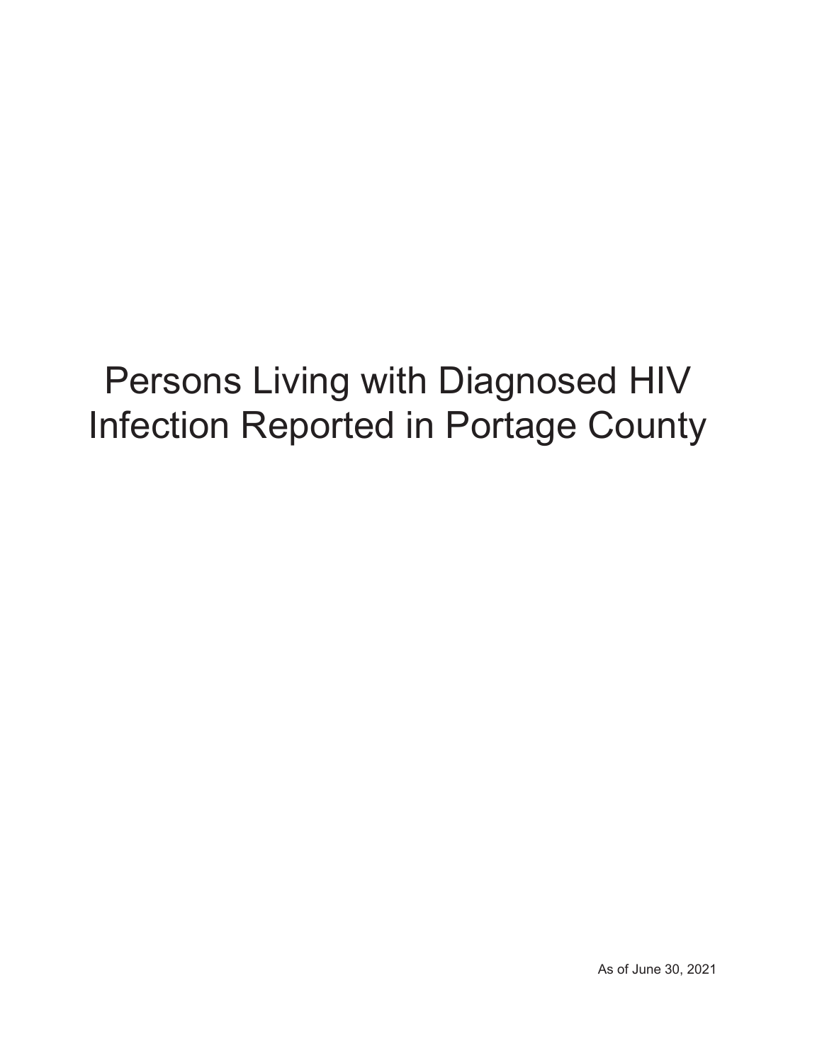# Persons Living with Diagnosed HIV Infection Reported in Portage County

As of June 30, 2021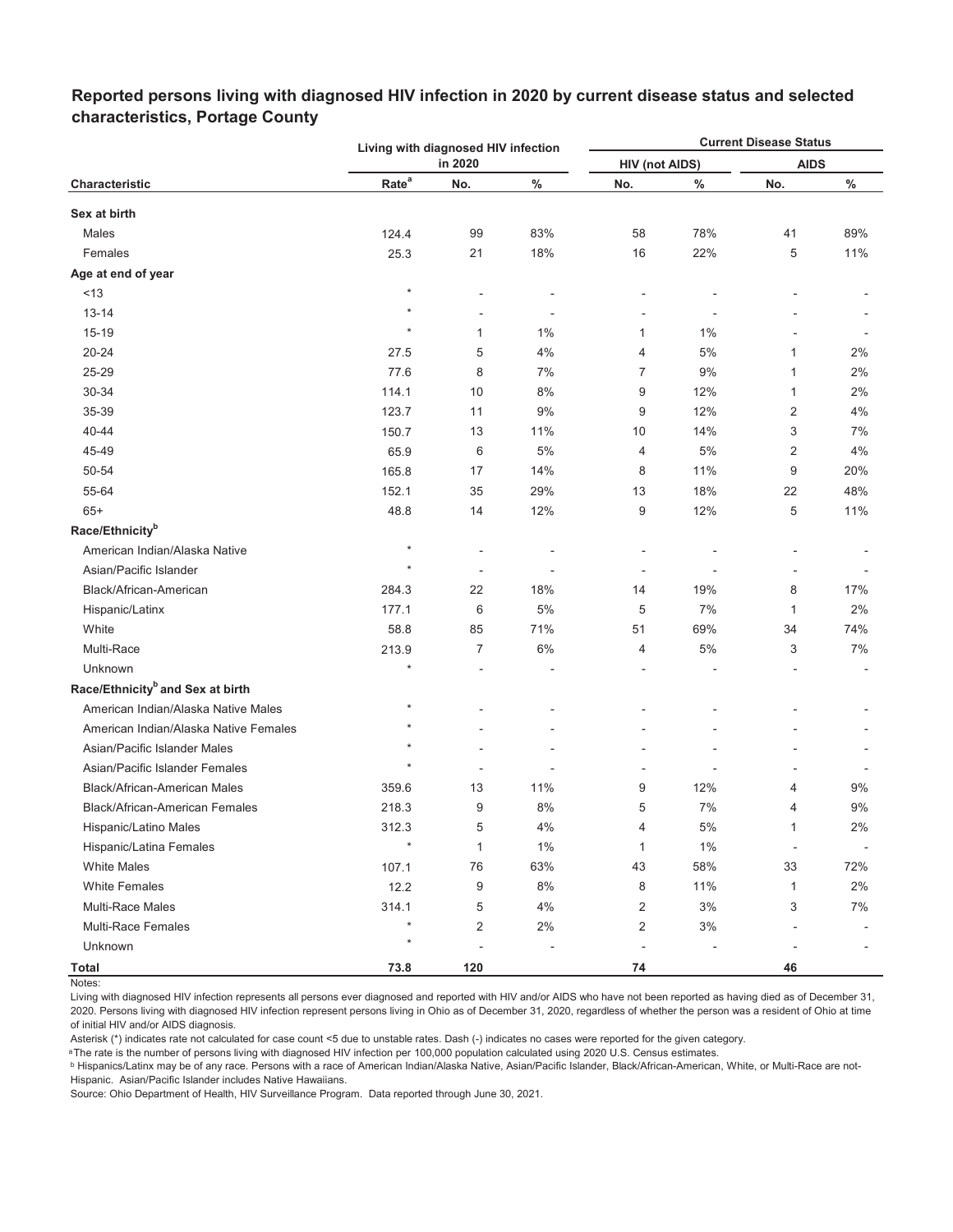**Reported persons living with diagnosed HIV infection in 2020 by current disease status and selected characteristics, Portage County**

| Characteristic | Living with diagnosed HIV infection in 2020 | | | Current Disease Status | | | |
|---|---|---|---|---|---|---|---|
| | | | | HIV (not AIDS) | | AIDS | |
| | Rate[a] | No. | % | No. | % | No. | % |
| **Sex at birth** | | | | | | | |
| Males | 124.4 | 99 | 83% | 58 | 78% | 41 | 89% |
| Females | 25.3 | 21 | 18% | 16 | 22% | 5 | 11% |
| **Age at end of year** | | | | | | | |
| <13 | * | - | - | - | - | - | - |
| 13-14 | * | - | - | - | - | - | - |
| 15-19 | * | 1 | 1% | 1 | 1% | - | - |
| 20-24 | 27.5 | 5 | 4% | 4 | 5% | 1 | 2% |
| 25-29 | 77.6 | 8 | 7% | 7 | 9% | 1 | 2% |
| 30-34 | 114.1 | 10 | 8% | 9 | 12% | 1 | 2% |
| 35-39 | 123.7 | 11 | 9% | 9 | 12% | 2 | 4% |
| 40-44 | 150.7 | 13 | 11% | 10 | 14% | 3 | 7% |
| 45-49 | 65.9 | 6 | 5% | 4 | 5% | 2 | 4% |
| 50-54 | 165.8 | 17 | 14% | 8 | 11% | 9 | 20% |
| 55-64 | 152.1 | 35 | 29% | 13 | 18% | 22 | 48% |
| 65+ | 48.8 | 14 | 12% | 9 | 12% | 5 | 11% |
| **Race/Ethnicity[b]** | | | | | | | |
| American Indian/Alaska Native | * | - | - | - | - | - | - |
| Asian/Pacific Islander | * | - | - | - | - | - | - |
| Black/African-American | 284.3 | 22 | 18% | 14 | 19% | 8 | 17% |
| Hispanic/Latinx | 177.1 | 6 | 5% | 5 | 7% | 1 | 2% |
| White | 58.8 | 85 | 71% | 51 | 69% | 34 | 74% |
| Multi-Race | 213.9 | 7 | 6% | 4 | 5% | 3 | 7% |
| Unknown | * | - | - | - | - | - | - |
| **Race/Ethnicity[b] and Sex at birth** | | | | | | | |
| American Indian/Alaska Native Males | * | - | - | - | - | - | - |
| American Indian/Alaska Native Females | * | - | - | - | - | - | - |
| Asian/Pacific Islander Males | * | - | - | - | - | - | - |
| Asian/Pacific Islander Females | * | - | - | - | - | - | - |
| Black/African-American Males | 359.6 | 13 | 11% | 9 | 12% | 4 | 9% |
| Black/African-American Females | 218.3 | 9 | 8% | 5 | 7% | 4 | 9% |
| Hispanic/Latino Males | 312.3 | 5 | 4% | 4 | 5% | 1 | 2% |
| Hispanic/Latina Females | * | 1 | 1% | 1 | 1% | - | - |
| White Males | 107.1 | 76 | 63% | 43 | 58% | 33 | 72% |
| White Females | 12.2 | 9 | 8% | 8 | 11% | 1 | 2% |
| Multi-Race Males | 314.1 | 5 | 4% | 2 | 3% | 3 | 7% |
| Multi-Race Females | * | 2 | 2% | 2 | 3% | - | - |
| Unknown | * | - | - | - | - | - | - |
| **Total** | **73.8** | **120** | | **74** | | **46** | |

Notes:

Living with diagnosed HIV infection represents all persons ever diagnosed and reported with HIV and/or AIDS who have not been reported as having died as of December 31, 2020. Persons living with diagnosed HIV infection represent persons living in Ohio as of December 31, 2020, regardless of whether the person was a resident of Ohio at time of initial HIV and/or AIDS diagnosis.

Asterisk (*) indicates rate not calculated for case count <5 due to unstable rates. Dash (-) indicates no cases were reported for the given category.

[a] The rate is the number of persons living with diagnosed HIV infection per 100,000 population calculated using 2020 U.S. Census estimates.

[b] Hispanics/Latinx may be of any race. Persons with a race of American Indian/Alaska Native, Asian/Pacific Islander, Black/African-American, White, or Multi-Race are not-Hispanic. Asian/Pacific Islander includes Native Hawaiians.

Source: Ohio Department of Health, HIV Surveillance Program. Data reported through June 30, 2021.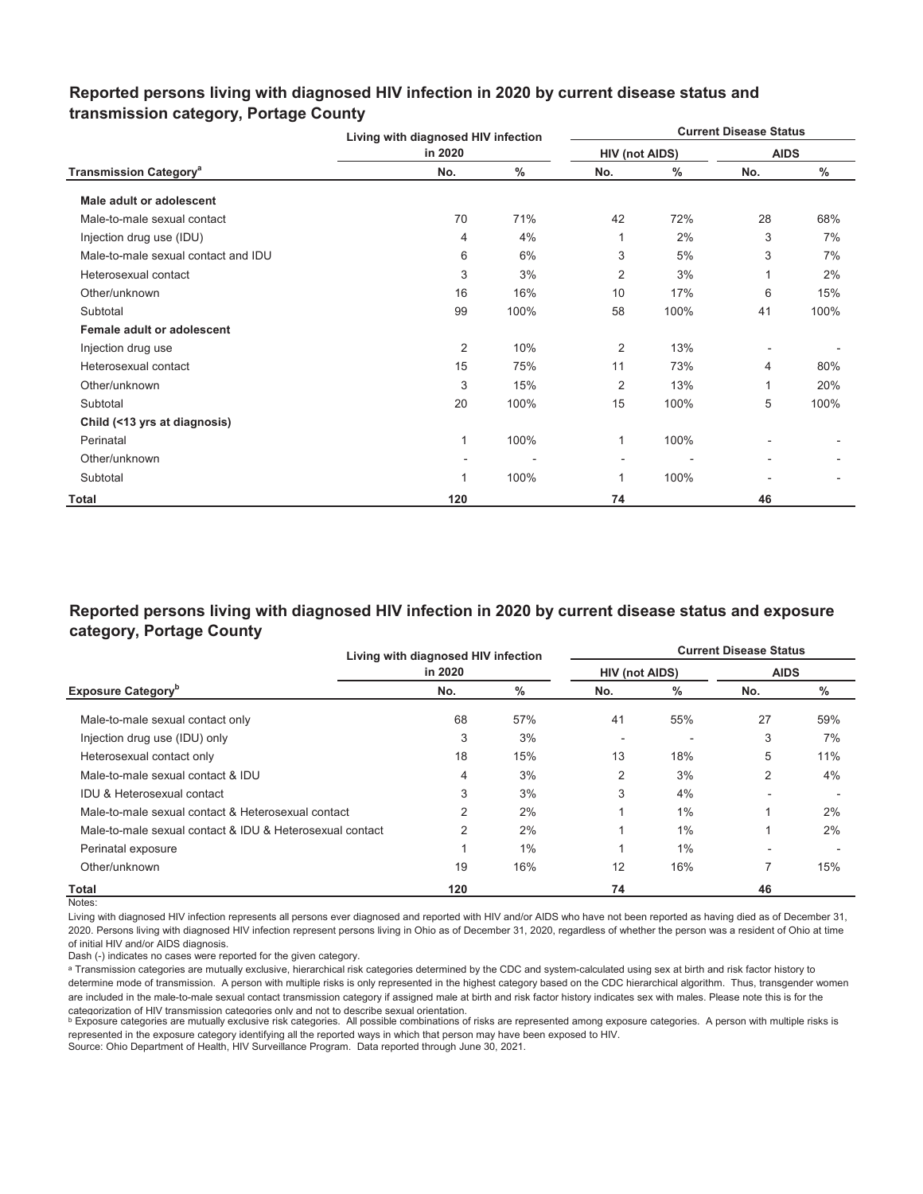## Reported persons living with diagnosed HIV infection in 2020 by current disease status and transmission category, Portage County

| Transmission Category[a] | Living with diagnosed HIV infection in 2020 | | Current Disease Status | | | |
|---|---|---|---|---|---|---|
| | | | HIV (not AIDS) | | AIDS | |
| | No. | % | No. | % | No. | % |
| **Male adult or adolescent** | | | | | | |
| Male-to-male sexual contact | 70 | 71% | 42 | 72% | 28 | 68% |
| Injection drug use (IDU) | 4 | 4% | 1 | 2% | 3 | 7% |
| Male-to-male sexual contact and IDU | 6 | 6% | 3 | 5% | 3 | 7% |
| Heterosexual contact | 3 | 3% | 2 | 3% | 1 | 2% |
| Other/unknown | 16 | 16% | 10 | 17% | 6 | 15% |
| Subtotal | 99 | 100% | 58 | 100% | 41 | 100% |
| **Female adult or adolescent** | | | | | | |
| Injection drug use | 2 | 10% | 2 | 13% | - | - |
| Heterosexual contact | 15 | 75% | 11 | 73% | 4 | 80% |
| Other/unknown | 3 | 15% | 2 | 13% | 1 | 20% |
| Subtotal | 20 | 100% | 15 | 100% | 5 | 100% |
| **Child (<13 yrs at diagnosis)** | | | | | | |
| Perinatal | 1 | 100% | 1 | 100% | - | - |
| Other/unknown | - | - | - | - | - | - |
| Subtotal | 1 | 100% | 1 | 100% | - | - |
| **Total** | **120** | | **74** | | **46** | |

## Reported persons living with diagnosed HIV infection in 2020 by current disease status and exposure category, Portage County

| Exposure Category[b] | Living with diagnosed HIV infection in 2020 | | Current Disease Status | | | |
|---|---|---|---|---|---|---|
| | | | HIV (not AIDS) | | AIDS | |
| | No. | % | No. | % | No. | % |
| Male-to-male sexual contact only | 68 | 57% | 41 | 55% | 27 | 59% |
| Injection drug use (IDU) only | 3 | 3% | - | - | 3 | 7% |
| Heterosexual contact only | 18 | 15% | 13 | 18% | 5 | 11% |
| Male-to-male sexual contact & IDU | 4 | 3% | 2 | 3% | 2 | 4% |
| IDU & Heterosexual contact | 3 | 3% | 3 | 4% | - | - |
| Male-to-male sexual contact & Heterosexual contact | 2 | 2% | 1 | 1% | 1 | 2% |
| Male-to-male sexual contact & IDU & Heterosexual contact | 2 | 2% | 1 | 1% | 1 | 2% |
| Perinatal exposure | 1 | 1% | 1 | 1% | - | - |
| Other/unknown | 19 | 16% | 12 | 16% | 7 | 15% |
| **Total** | **120** | | **74** | | **46** | |

Notes:

Living with diagnosed HIV infection represents all persons ever diagnosed and reported with HIV and/or AIDS who have not been reported as having died as of December 31, 2020. Persons living with diagnosed HIV infection represent persons living in Ohio as of December 31, 2020, regardless of whether the person was a resident of Ohio at time of initial HIV and/or AIDS diagnosis.

Dash (-) indicates no cases were reported for the given category.

[a] Transmission categories are mutually exclusive, hierarchical risk categories determined by the CDC and system-calculated using sex at birth and risk factor history to determine mode of transmission. A person with multiple risks is only represented in the highest category based on the CDC hierarchical algorithm. Thus, transgender women are included in the male-to-male sexual contact transmission category if assigned male at birth and risk factor history indicates sex with males. Please note this is for the categorization of HIV transmission categories only and not to describe sexual orientation.

[b] Exposure categories are mutually exclusive risk categories. All possible combinations of risks are represented among exposure categories. A person with multiple risks is represented in the exposure category identifying all the reported ways in which that person may have been exposed to HIV.

Source: Ohio Department of Health, HIV Surveillance Program. Data reported through June 30, 2021.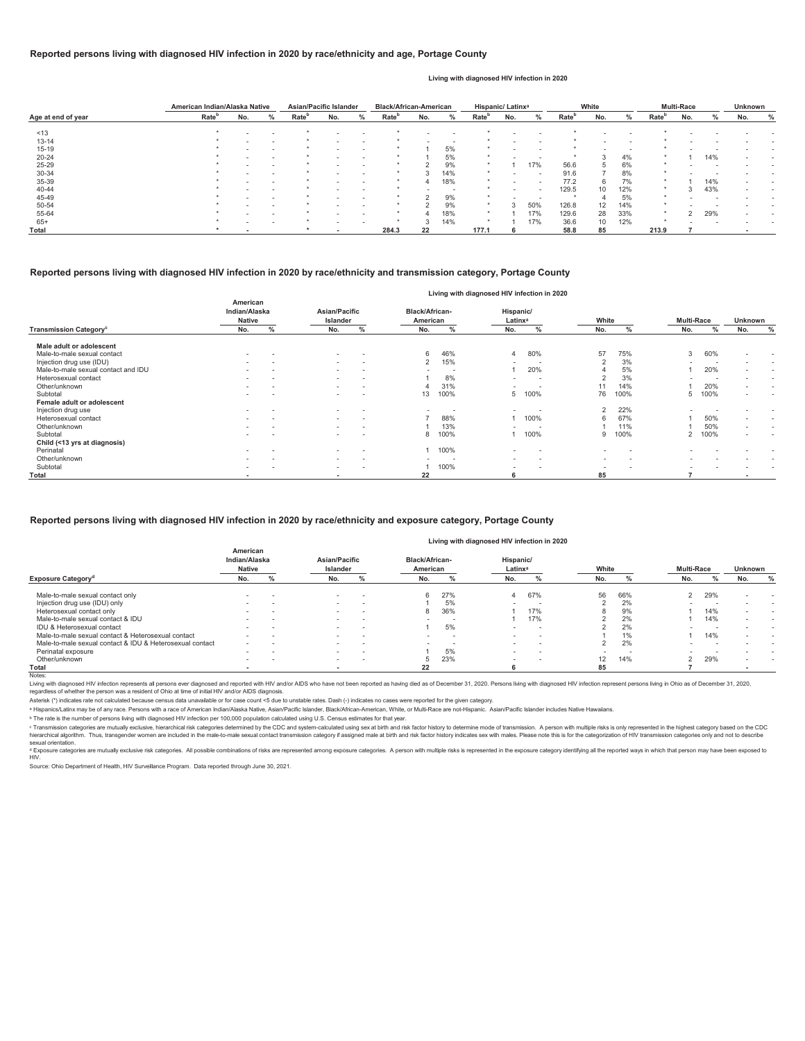### Reported persons living with diagnosed HIV infection in 2020 by race/ethnicity and age, Portage County

Living with diagnosed HIV infection in 2020

| Age at end of year | American Indian/Alaska Native | | | Asian/Pacific Islander | | | Black/African-American | | | Hispanic/ Latinx[a] | | | White | | | Multi-Race | | | Unknown | |
|---|---|---|---|---|---|---|---|---|---|---|---|---|---|---|---|---|---|---|---|---|
| | Rate[b] | No. | % | Rate[b] | No. | % | Rate[b] | No. | % | Rate[b] | No. | % | Rate[b] | No. | % | Rate[b] | No. | % | No. | % |
| <13 | * | - | - | * | - | - | * | - | - | * | - | - | * | - | - | * | - | - | - | - |
| 13-14 | * | - | - | * | - | - | * | - | - | * | - | - | * | - | - | * | - | - | - | - |
| 15-19 | * | - | - | * | - | - | * | 1 | 5% | * | - | - | * | - | - | * | - | - | - | - |
| 20-24 | * | - | - | * | - | - | * | 1 | 5% | * | - | - | * | 3 | 4% | * | 1 | 14% | - | - |
| 25-29 | * | - | - | * | - | - | * | 2 | 9% | * | 1 | 17% | 56.6 | 5 | 6% | * | - | - | - | - |
| 30-34 | * | - | - | * | - | - | * | 3 | 14% | * | - | - | 91.6 | 7 | 8% | * | - | - | - | - |
| 35-39 | * | - | - | * | - | - | * | 4 | 18% | * | - | - | 77.2 | 6 | 7% | * | 1 | 14% | - | - |
| 40-44 | * | - | - | * | - | - | * | - | - | * | - | - | 129.5 | 10 | 12% | * | 3 | 43% | - | - |
| 45-49 | * | - | - | * | - | - | * | 2 | 9% | * | - | - | * | 4 | 5% | * | - | - | - | - |
| 50-54 | * | - | - | * | - | - | * | 2 | 9% | * | 3 | 50% | 126.8 | 12 | 14% | * | - | - | - | - |
| 55-64 | * | - | - | * | - | - | * | 4 | 18% | * | 1 | 17% | 129.6 | 28 | 33% | * | 2 | 29% | - | - |
| 65+ | * | - | - | * | - | - | * | 3 | 14% | * | 1 | 17% | 36.6 | 10 | 12% | * | - | - | - | - |
| **Total** | * | - | | * | - | | 284.3 | 22 | | 177.1 | 6 | | 58.8 | 85 | | 213.9 | 7 | | - | |

### Reported persons living with diagnosed HIV infection in 2020 by race/ethnicity and transmission category, Portage County

Living with diagnosed HIV infection in 2020

| Transmission Category[c] | American Indian/Alaska Native | | Asian/Pacific Islander | | Black/African-American | | Hispanic/ Latinx[a] | | White | | Multi-Race | | Unknown | |
|---|---|---|---|---|---|---|---|---|---|---|---|---|---|---|
| | No. | % | No. | % | No. | % | No. | % | No. | % | No. | % | No. | % |
| **Male adult or adolescent** | | | | | | | | | | | | | | |
| Male-to-male sexual contact | - | - | - | - | 6 | 46% | 4 | 80% | 57 | 75% | 3 | 60% | - | - |
| Injection drug use (IDU) | - | - | - | - | 2 | 15% | - | - | 2 | 3% | - | - | - | - |
| Male-to-male sexual contact and IDU | - | - | - | - | - | - | 1 | 20% | 4 | 5% | 1 | 20% | - | - |
| Heterosexual contact | - | - | - | - | 1 | 8% | - | - | 2 | 3% | - | - | - | - |
| Other/unknown | - | - | - | - | 4 | 31% | - | - | 11 | 14% | 1 | 20% | - | - |
| Subtotal | - | - | - | - | 13 | 100% | 5 | 100% | 76 | 100% | 5 | 100% | - | - |
| **Female adult or adolescent** | | | | | | | | | | | | | | |
| Injection drug use | - | - | - | - | - | - | - | - | 2 | 22% | - | - | - | - |
| Heterosexual contact | - | - | - | - | 7 | 88% | 1 | 100% | 6 | 67% | 1 | 50% | - | - |
| Other/unknown | - | - | - | - | 1 | 13% | - | - | 1 | 11% | 1 | 50% | - | - |
| Subtotal | - | - | - | - | 8 | 100% | 1 | 100% | 9 | 100% | 2 | 100% | - | - |
| **Child (<13 yrs at diagnosis)** | | | | | | | | | | | | | | |
| Perinatal | - | - | - | - | 1 | 100% | - | - | - | - | - | - | - | - |
| Other/unknown | - | - | - | - | - | - | - | - | - | - | - | - | - | - |
| Subtotal | - | - | - | - | 1 | 100% | - | - | - | - | - | - | - | - |
| **Total** | - | | - | | 22 | | 6 | | 85 | | 7 | | - | |

### Reported persons living with diagnosed HIV infection in 2020 by race/ethnicity and exposure category, Portage County

Living with diagnosed HIV infection in 2020

| Exposure Category[d] | American Indian/Alaska Native | | Asian/Pacific Islander | | Black/African-American | | Hispanic/ Latinx[a] | | White | | Multi-Race | | Unknown | |
|---|---|---|---|---|---|---|---|---|---|---|---|---|---|---|
| | No. | % | No. | % | No. | % | No. | % | No. | % | No. | % | No. | % |
| Male-to-male sexual contact only | - | - | - | - | 6 | 27% | 4 | 67% | 56 | 66% | 2 | 29% | - | - |
| Injection drug use (IDU) only | - | - | - | - | 1 | 5% | - | - | 2 | 2% | - | - | - | - |
| Heterosexual contact only | - | - | - | - | 8 | 36% | 1 | 17% | 8 | 9% | 1 | 14% | - | - |
| Male-to-male sexual contact & IDU | - | - | - | - | - | - | 1 | 17% | 2 | 2% | 1 | 14% | - | - |
| IDU & Heterosexual contact | - | - | - | - | 1 | 5% | - | - | 2 | 2% | - | - | - | - |
| Male-to-male sexual contact & Heterosexual contact | - | - | - | - | - | - | - | - | 1 | 1% | 1 | 14% | - | - |
| Male-to-male sexual contact & IDU & Heterosexual contact | - | - | - | - | - | - | - | - | 2 | 2% | - | - | - | - |
| Perinatal exposure | - | - | - | - | 1 | 5% | - | - | - | - | - | - | - | - |
| Other/unknown | - | - | - | - | 5 | 23% | - | - | 12 | 14% | 2 | 29% | - | - |
| **Total** | - | | - | | 22 | | 6 | | 85 | | 7 | | - | |

Notes:

Living with diagnosed HIV infection represents all persons ever diagnosed and reported with HIV and/or AIDS who have not been reported as having died as of December 31, 2020. Persons living with diagnosed HIV infection represent persons living in Ohio as of December 31, 2020, regardless of whether the person was a resident of Ohio at time of initial HIV and/or AIDS diagnosis.

Asterisk (*) indicates rate not calculated because census data unavailable or for case count <5 due to unstable rates. Dash (-) indicates no cases were reported for the given category.

[a] Hispanics/Latinx may be of any race. Persons with a race of American Indian/Alaska Native, Asian/Pacific Islander, Black/African-American, White, or Multi-Race are not-Hispanic. Asian/Pacific Islander includes Native Hawaiians.

[b] The rate is the number of persons living with diagnosed HIV infection per 100,000 population calculated using U.S. Census estimates for that year.

[c] Transmission categories are mutually exclusive, hierarchical risk categories determined by the CDC and system-calculated using sex at birth and risk factor history to determine mode of transmission. A person with multiple risks is only represented in the highest category based on the CDC hierarchical algorithm. Thus, transgender women are included in the male-to-male sexual contact transmission category if assigned male at birth and risk factor history indicates sex with males. Please note this is for the categorization of HIV transmission categories only and not to describe sexual orientation.

[d] Exposure categories are mutually exclusive risk categories. All possible combinations of risks are represented among exposure categories. A person with multiple risks is represented in the exposure category identifying all the reported ways in which that person may have been exposed to HIV.

Source: Ohio Department of Health, HIV Surveillance Program. Data reported through June 30, 2021.